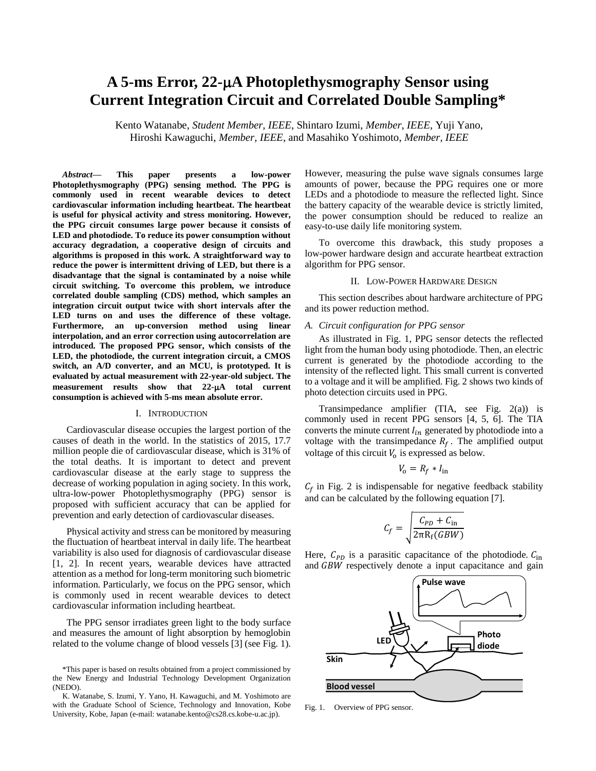# A 5-ms Error, 22-μA Photoplethysmography Sensor using Current Integration Circuit and Correlated Double Sampling*

Kento Watanabe, *Student Member, IEEE*, Shintaro Izumi, *Member, IEEE*, Yuji Yano, Hiroshi Kawaguchi, *Member, IEEE*, and Masahiko Yoshimoto, *Member, IEEE*

***Abstract*— This paper presents a low-power Photoplethysmography (PPG) sensing method. The PPG is commonly used in recent wearable devices to detect cardiovascular information including heartbeat. The heartbeat is useful for physical activity and stress monitoring. However, the PPG circuit consumes large power because it consists of LED and photodiode. To reduce its power consumption without accuracy degradation, a cooperative design of circuits and algorithms is proposed in this work. A straightforward way to reduce the power is intermittent driving of LED, but there is a disadvantage that the signal is contaminated by a noise while circuit switching. To overcome this problem, we introduce correlated double sampling (CDS) method, which samples an integration circuit output twice with short intervals after the LED turns on and uses the difference of these voltage. Furthermore, an up-conversion method using linear interpolation, and an error correction using autocorrelation are introduced. The proposed PPG sensor, which consists of the LED, the photodiode, the current integration circuit, a CMOS switch, an A/D converter, and an MCU, is prototyped. It is evaluated by actual measurement with 22-year-old subject. The measurement results show that 22-μA total current consumption is achieved with 5-ms mean absolute error.**

## I. Introduction

Cardiovascular disease occupies the largest portion of the causes of death in the world. In the statistics of 2015, 17.7 million people die of cardiovascular disease, which is 31% of the total deaths. It is important to detect and prevent cardiovascular disease at the early stage to suppress the decrease of working population in aging society. In this work, ultra-low-power Photoplethysmography (PPG) sensor is proposed with sufficient accuracy that can be applied for prevention and early detection of cardiovascular diseases.

Physical activity and stress can be monitored by measuring the fluctuation of heartbeat interval in daily life. The heartbeat variability is also used for diagnosis of cardiovascular disease [1, 2]. In recent years, wearable devices have attracted attention as a method for long-term monitoring such biometric information. Particularly, we focus on the PPG sensor, which is commonly used in recent wearable devices to detect cardiovascular information including heartbeat.

The PPG sensor irradiates green light to the body surface and measures the amount of light absorption by hemoglobin related to the volume change of blood vessels [3] (see Fig. 1). However, measuring the pulse wave signals consumes large amounts of power, because the PPG requires one or more LEDs and a photodiode to measure the reflected light. Since the battery capacity of the wearable device is strictly limited, the power consumption should be reduced to realize an easy-to-use daily life monitoring system.

To overcome this drawback, this study proposes a low-power hardware design and accurate heartbeat extraction algorithm for PPG sensor.

## II. Low-Power Hardware Design

This section describes about hardware architecture of PPG and its power reduction method.

### *A. Circuit configuration for PPG sensor*

As illustrated in Fig. 1, PPG sensor detects the reflected light from the human body using photodiode. Then, an electric current is generated by the photodiode according to the intensity of the reflected light. This small current is converted to a voltage and it will be amplified. Fig. 2 shows two kinds of photo detection circuits used in PPG.

Transimpedance amplifier (TIA, see Fig. 2(a)) is commonly used in recent PPG sensors [4, 5, 6]. The TIA converts the minute current $I_{in}$ generated by photodiode into a voltage with the transimpedance $R_f$. The amplified output voltage of this circuit $V_o$ is expressed as below.

$$V_o = R_f * I_{in}$$

$C_f$ in Fig. 2 is indispensable for negative feedback stability and can be calculated by the following equation [7].

$$C_f = \sqrt{\frac{C_{PD} + C_{in}}{2\pi R_f (GBW)}}$$

Here, $C_{PD}$ is a parasitic capacitance of the photodiode. $C_{in}$ and $GBW$ respectively denote a input capacitance and gain

Fig. 1. Overview of PPG sensor.

*This paper is based on results obtained from a project commissioned by the New Energy and Industrial Technology Development Organization (NEDO).

K. Watanabe, S. Izumi, Y. Yano, H. Kawaguchi, and M. Yoshimoto are with the Graduate School of Science, Technology and Innovation, Kobe University, Kobe, Japan (e-mail: watanabe.kento@cs28.cs.kobe-u.ac.jp).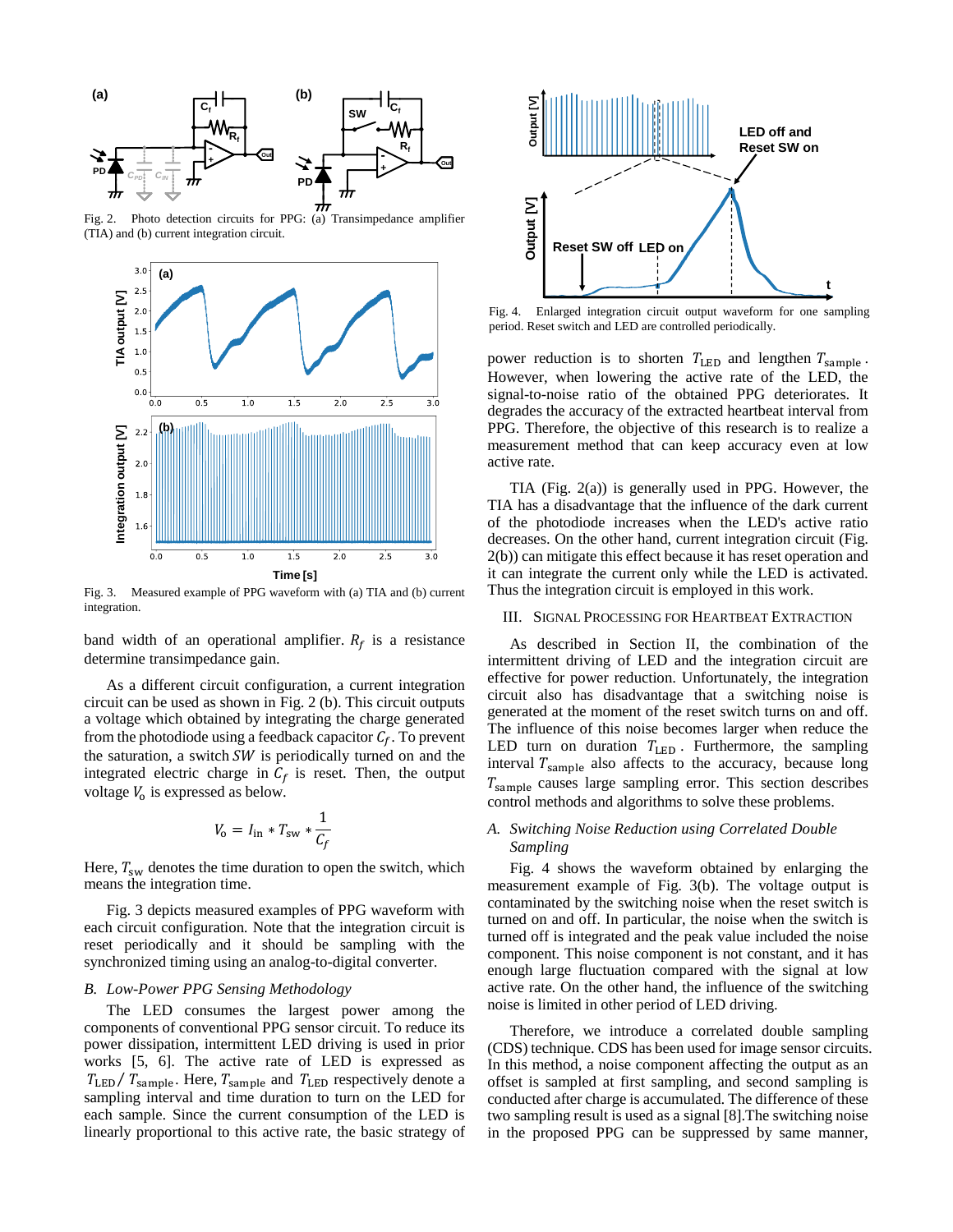Fig. 2. Photo detection circuits for PPG: (a) Transimpedance amplifier (TIA) and (b) current integration circuit.

Fig. 3. Measured example of PPG waveform with (a) TIA and (b) current integration.

band width of an operational amplifier. $R_f$ is a resistance determine transimpedance gain.

As a different circuit configuration, a current integration circuit can be used as shown in Fig. 2 (b). This circuit outputs a voltage which obtained by integrating the charge generated from the photodiode using a feedback capacitor $C_f$. To prevent the saturation, a switch $SW$ is periodically turned on and the integrated electric charge in $C_f$ is reset. Then, the output voltage $V_o$ is expressed as below.

$$V_o = I_{in} * T_{sw} * \frac{1}{C_f}$$

Here, $T_{sw}$ denotes the time duration to open the switch, which means the integration time.

Fig. 3 depicts measured examples of PPG waveform with each circuit configuration. Note that the integration circuit is reset periodically and it should be sampling with the synchronized timing using an analog-to-digital converter.

## *B. Low-Power PPG Sensing Methodology*

The LED consumes the largest power among the components of conventional PPG sensor circuit. To reduce its power dissipation, intermittent LED driving is used in prior works [5, 6]. The active rate of the LED is expressed as $T_{LED} / T_{sample}$. Here, $T_{sample}$ and $T_{LED}$ respectively denote a sampling interval and time duration to turn on the LED for each sample. Since the current consumption of the LED is linearly proportional to this active rate, the basic strategy of power reduction is to shorten $T_{LED}$ and lengthen $T_{sample}$. However, when lowering the active rate of the LED, the signal-to-noise ratio of the obtained PPG deteriorates. It degrades the accuracy of the extracted heartbeat interval from PPG. Therefore, the objective of this research is to realize a measurement method that can keep accuracy even at low active rate.

Fig. 4. Enlarged integration circuit output waveform for one sampling period. Reset switch and LED are controlled periodically.

TIA (Fig. 2(a)) is generally used in PPG. However, the TIA has a disadvantage that the influence of the dark current of the photodiode increases when the LED's active ratio decreases. On the other hand, current integration circuit (Fig. 2(b)) can mitigate this effect because it has reset operation and it can integrate the current only while the LED is activated. Thus the integration circuit is employed in this work.

# III. Signal Processing for Heartbeat Extraction

As described in Section II, the combination of the intermittent driving of LED and the integration circuit are effective for power reduction. Unfortunately, the integration circuit also has disadvantage that a switching noise is generated at the moment of the reset switch turns on and off. The influence of this noise becomes larger when reduce the LED turn on duration $T_{LED}$. Furthermore, the sampling interval $T_{sample}$ also affects to the accuracy, because long $T_{sample}$ causes large sampling error. This section describes control methods and algorithms to solve these problems.

## *A. Switching Noise Reduction using Correlated Double Sampling*

Fig. 4 shows the waveform obtained by enlarging the measurement example of Fig. 3(b). The voltage output is contaminated by the switching noise when the reset switch is turned on and off. In particular, the noise when the switch is turned off is integrated and the peak value included the noise component. This noise component is not constant, and it has enough large fluctuation compared with the signal at low active rate. On the other hand, the influence of the switching noise is limited in other period of LED driving.

Therefore, we introduce a correlated double sampling (CDS) technique. CDS has been used for image sensor circuits. In this method, a noise component affecting the output as an offset is sampled at first sampling, and second sampling is conducted after charge is accumulated. The difference of these two sampling result is used as a signal [8].The switching noise in the proposed PPG can be suppressed by same manner,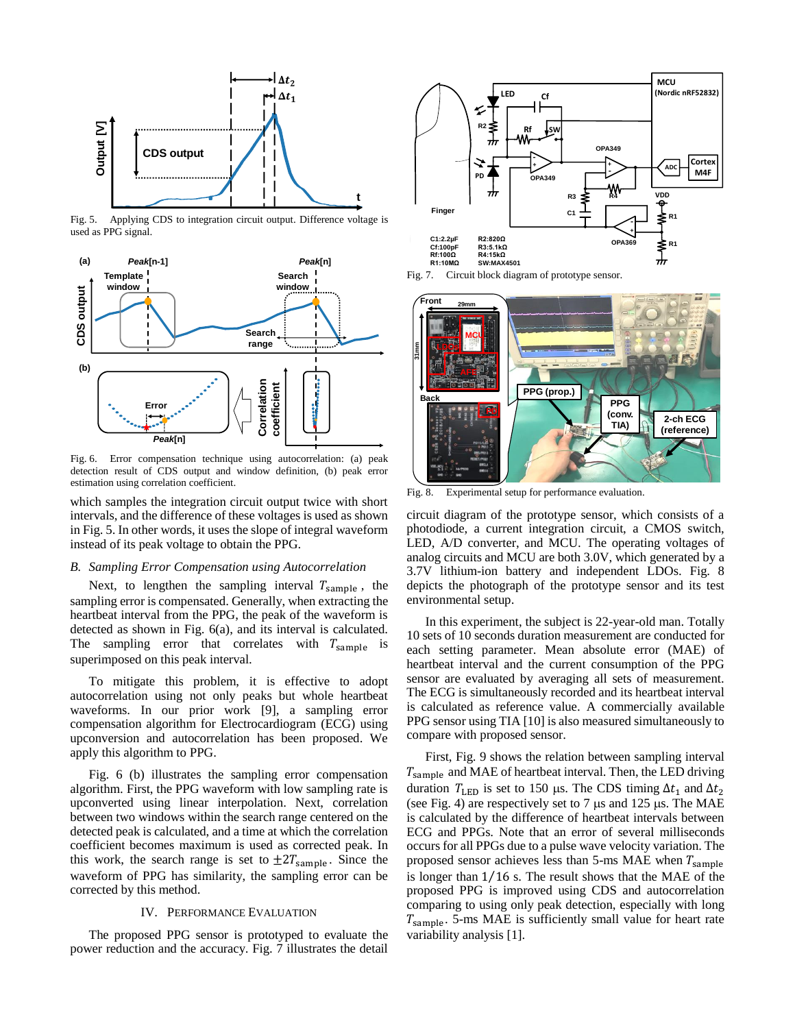Fig. 5. Applying CDS to integration circuit output. Difference voltage is used as PPG signal.

Fig. 6. Error compensation technique using autocorrelation: (a) peak detection result of CDS output and window definition, (b) peak error estimation using correlation coefficient.

which samples the integration circuit output twice with short intervals, and the difference of these voltages is used as shown in Fig. 5. In other words, it uses the slope of integral waveform instead of its peak voltage to obtain the PPG.

### B. Sampling Error Compensation using Autocorrelation

Next, to lengthen the sampling interval $T_{\text{sample}}$, the sampling error is compensated. Generally, when extracting the heartbeat interval from the PPG, the peak of the waveform is detected as shown in Fig. 6(a), and its interval is calculated. The sampling error that correlates with $T_{\text{sample}}$ is superimposed on this peak interval.

To mitigate this problem, it is effective to adopt autocorrelation using not only peaks but whole heartbeat waveforms. In our prior work [9], a sampling error compensation algorithm for Electrocardiogram (ECG) using upconversion and autocorrelation has been proposed. We apply this algorithm to PPG.

Fig. 6 (b) illustrates the sampling error compensation algorithm. First, the PPG waveform with low sampling rate is upconverted using linear interpolation. Next, correlation between two windows within the search range centered on the detected peak is calculated, and a time at which the correlation coefficient becomes maximum is used as corrected peak. In this work, the search range is set to $\pm 2T_{\text{sample}}$. Since the waveform of PPG has similarity, the sampling error can be corrected by this method.

## IV. Performance Evaluation

The proposed PPG sensor is prototyped to evaluate the power reduction and the accuracy. Fig. 7 illustrates the detail circuit diagram of the prototype sensor, which consists of a photodiode, a current integration circuit, a CMOS switch, LED, A/D converter, and MCU. The operating voltages of analog circuits and MCU are both 3.0V, which generated by a 3.7V lithium-ion battery and independent LDOs. Fig. 8 depicts the photograph of the prototype sensor and its test environmental setup.

Fig. 7. Circuit block diagram of prototype sensor.

Fig. 8. Experimental setup for performance evaluation.

In this experiment, the subject is 22-year-old man. Totally 10 sets of 10 seconds duration measurement are conducted for each setting parameter. Mean absolute error (MAE) of heartbeat interval and the current consumption of the PPG sensor are evaluated by averaging all sets of measurement. The ECG is simultaneously recorded and its heartbeat interval is calculated as reference value. A commercially available PPG sensor using TIA [10] is also measured simultaneously to compare with proposed sensor.

First, Fig. 9 shows the relation between sampling interval $T_{\text{sample}}$ and MAE of heartbeat interval. Then, the LED driving duration $T_{\text{LED}}$ is set to 150 µs. The CDS timing $\Delta t_1$ and $\Delta t_2$ (see Fig. 4) are respectively set to 7 µs and 125 µs. The MAE is calculated by the difference of heartbeat intervals between ECG and PPGs. Note that an error of several milliseconds occurs for all PPGs due to a pulse wave velocity variation. The proposed sensor achieves less than 5-ms MAE when $T_{\text{sample}}$ is longer than $1/16$ s. The result shows that the MAE of the proposed PPG is improved using CDS and autocorrelation comparing to using only peak detection, especially with long $T_{\text{sample}}$. 5-ms MAE is sufficiently small value for heart rate variability analysis [1].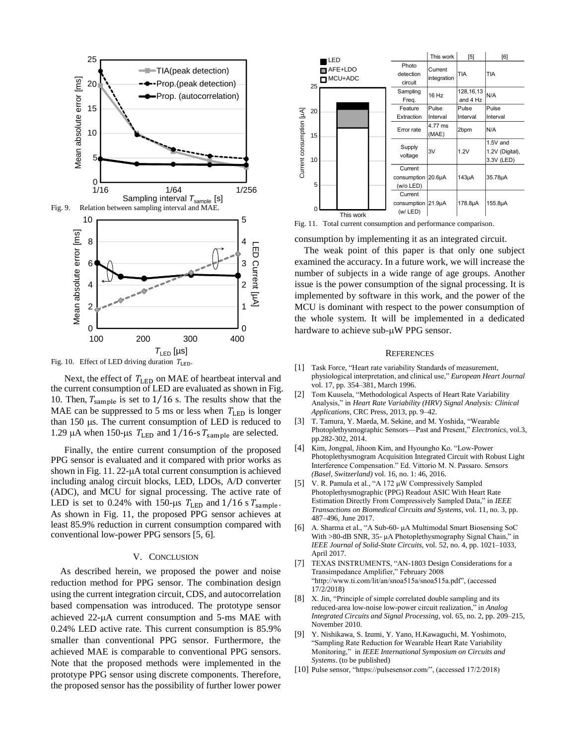25

20

15

10

5

0

Mean absolute error [ms]

1/16

1/64

1/256

Sampling interval $T_{sample}$ [s]

TIA(peak detection)

Prop.(peak detection)

Prop. (autocorrelation)

Fig. 9. Relation between sampling interval and MAE.

10

8

6

4

2

0

Mean absolute error [ms]

5

4

3

2

1

0

LED Current [μA]

100

200

300

400

$T_{LED}$ [μs]

Fig. 10. Effect of LED driving duration $T_{LED}$.

Next, the effect of $T_{LED}$ on MAE of heartbeat interval and the current consumption of LED are evaluated as shown in Fig. 10. Then, $T_{sample}$ is set to $1/16$ s. The results show that the MAE can be suppressed to 5 ms or less when $T_{LED}$ is longer than 150 μs. The current consumption of LED is reduced to 1.29 μA when 150-μs $T_{LED}$ and $1/16$-s $T_{sample}$ are selected.

Finally, the entire current consumption of the proposed PPG sensor is evaluated and it compared with prior works as shown in Fig. 11. 22-μA total current consumption is achieved including analog circuit blocks, LED, LDOs, A/D converter (ADC), and MCU for signal processing. The active rate of LED is set to 0.24% with 150-μs $T_{LED}$ and $1/16$ s $T_{sample}$. As shown in Fig. 11, the proposed PPG sensor achieves at least 85.9% reduction in current consumption compared with conventional low-power PPG sensors [5, 6].

## V. Conclusion

As described herein, we proposed the power and noise reduction method for PPG sensor. The combination design using the current integration circuit, CDS, and autocorrelation based compensation was introduced. The prototype sensor achieved 22-μA current consumption and 5-ms MAE with 0.24% LED active rate. This current consumption is 85.9% smaller than conventional PPG sensor. Furthermore, the achieved MAE is comparable to conventional PPG sensors. Note that the proposed methods were implemented in the prototype PPG sensor using discrete components. Therefore, the proposed sensor has the possibility of further lower power consumption by implementing it as an integrated circuit.

LED

AFE+LDO

MCU+ADC

25

20

15

10

5

0

Current consumption [μA]

This work

| | This work | [5] | [6] |
|---|---|---|---|
| Photo detection circuit | Current integration | TIA | TIA |
| Sampling Freq. | 16 Hz | 128,16,13 and 4 Hz | N/A |
| Feature Extraction | Pulse Interval | Pulse Interval | Pulse Interval |
| Error rate | 4.77 ms (MAE) | 2bpm | N/A |
| Supply voltage | 3V | 1.2V | 1.5V and 1.2V (Digital), 3.3V (LED) |
| Current consumption (w/o LED) | 20.6μA | 143μA | 35.78μA |
| Current consumption (w/ LED) | 21.9μA | 178.8μA | 155.8μA |

Fig. 11. Total current consumption and performance comparison.

The weak point of this paper is that only one subject examined the accuracy. In a future work, we will increase the number of subjects in a wide range of age groups. Another issue is the power consumption of the signal processing. It is implemented by software in this work, and the power of the MCU is dominant with respect to the power consumption of the whole system. It will be implemented in a dedicated hardware to achieve sub-μW PPG sensor.

## References

[1] Task Force, "Heart rate variability Standards of measurement, physiological interpretation, and clinical use," *European Heart Journal* vol. 17, pp. 354–381, March 1996.

[2] Tom Kuusela, "Methodological Aspects of Heart Rate Variability Analysis," in *Heart Rate Variability (HRV) Signal Analysis: Clinical Applications*, CRC Press, 2013, pp. 9–42.

[3] T. Tamura, Y. Maeda, M. Sekine, and M. Yoshida, "Wearable Photoplethysmographic Sensors—Past and Present," *Electronics*, vol.3, pp.282-302, 2014.

[4] Kim, Jongpal, Jihoon Kim, and Hyoungho Ko. "Low-Power Photoplethysmogram Acquisition Integrated Circuit with Robust Light Interference Compensation." Ed. Vittorio M. N. Passaro. *Sensors (Basel, Switzerland)* vol. 16, no. 1: 46, 2016.

[5] V. R. Pamula et al., "A 172 μW Compressively Sampled Photoplethysmographic (PPG) Readout ASIC With Heart Rate Estimation Directly From Compressively Sampled Data," in *IEEE Transactions on Biomedical Circuits and Systems*, vol. 11, no. 3, pp. 487–496, June 2017.

[6] A. Sharma et al., "A Sub-60- μA Multimodal Smart Biosensing SoC With >80-dB SNR, 35- μA Photoplethysmography Signal Chain," in *IEEE Journal of Solid-State Circuits*, vol. 52, no. 4, pp. 1021–1033, April 2017.

[7] TEXAS INSTRUMENTS, "AN-1803 Design Considerations for a Transimpedance Amplifier," February 2008 "http://www.ti.com/lit/an/snoa515a/snoa515a.pdf", (accessed 17/2/2018)

[8] X. Jin, "Principle of simple correlated double sampling and its reduced-area low-noise low-power circuit realization," in *Analog Integrated Circuits and Signal Processing*, vol. 65, no. 2, pp. 209–215, November 2010.

[9] Y. Nishikawa, S. Izumi, Y. Yano, H.Kawaguchi, M. Yoshimoto, "Sampling Rate Reduction for Wearable Heart Rate Variability Monitoring," in *IEEE International Symposium on Circuits and Systems*. (to be published)

[10] Pulse sensor, "https://pulsesensor.com/", (accessed 17/2/2018)